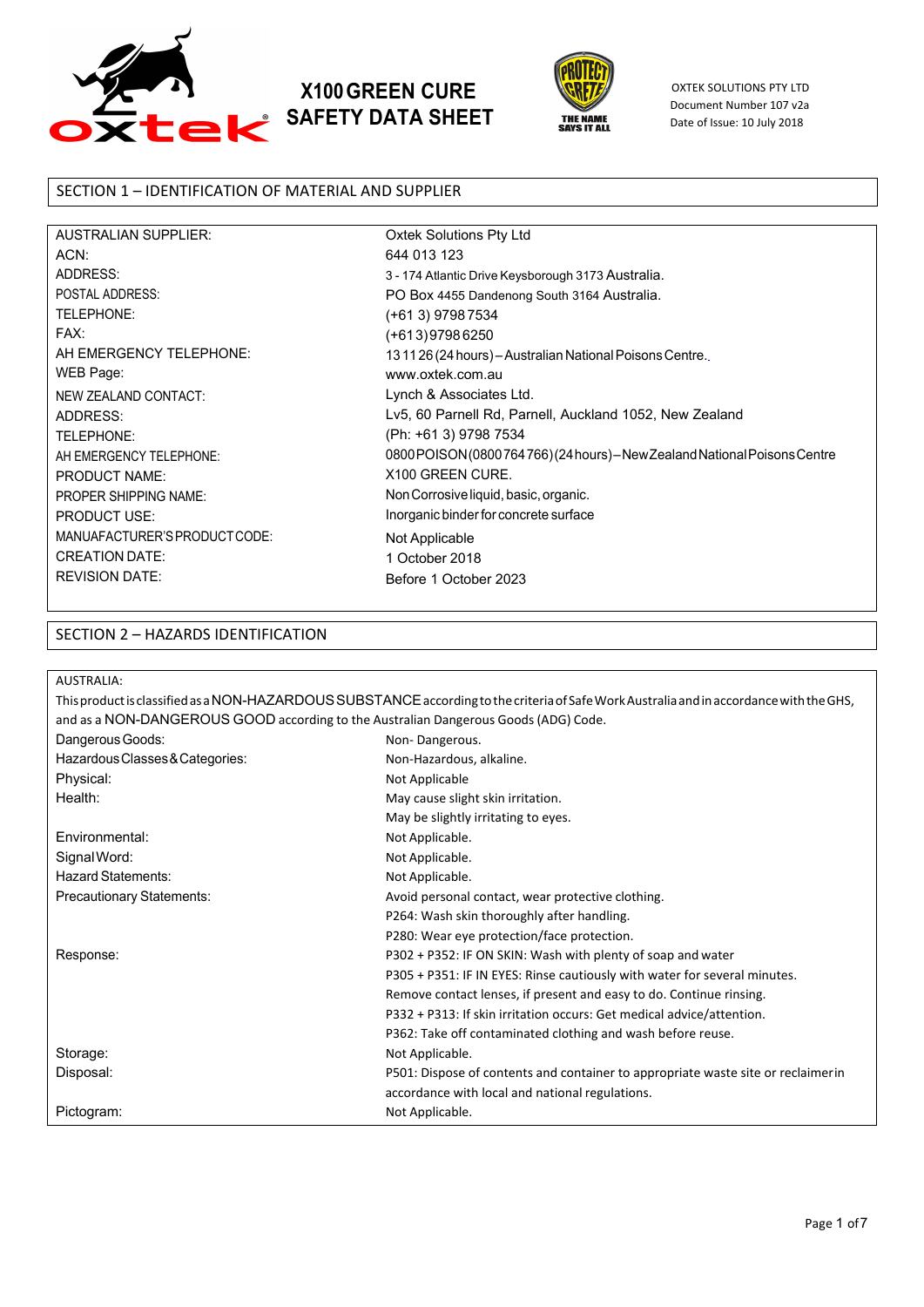# X100 GREEN CURE SAFETY DATA SHEET

OXTEK SOLUTIONS PTY LTD
Document Number 107 v2a
Date of Issue: 10 July 2018

## SECTION 1 – IDENTIFICATION OF MATERIAL AND SUPPLIER

| | |
|---|---|
| AUSTRALIAN SUPPLIER: | Oxtek Solutions Pty Ltd |
| ACN: | 644 013 123 |
| ADDRESS: | 3 - 174 Atlantic Drive Keysborough 3173 Australia. |
| POSTAL ADDRESS: | PO Box 4455 Dandenong South 3164 Australia. |
| TELEPHONE: | (+61 3) 9798 7534 |
| FAX: | (+61 3) 9798 6250 |
| AH EMERGENCY TELEPHONE: | 13 11 26 (24 hours) – Australian National Poisons Centre.. |
| WEB Page: | www.oxtek.com.au |
| NEW ZEALAND CONTACT: | Lynch & Associates Ltd. |
| ADDRESS: | Lv5, 60 Parnell Rd, Parnell, Auckland 1052, New Zealand |
| TELEPHONE: | (Ph: +61 3) 9798 7534 |
| AH EMERGENCY TELEPHONE: | 0800 POISON (0800 764 766) (24 hours) – New Zealand National Poisons Centre |
| PRODUCT NAME: | X100 GREEN CURE. |
| PROPER SHIPPING NAME: | Non Corrosive liquid, basic, organic. |
| PRODUCT USE: | Inorganic binder for concrete surface |
| MANUAFACTURER'S PRODUCT CODE: | Not Applicable |
| CREATION DATE: | 1 October 2018 |
| REVISION DATE: | Before 1 October 2023 |

## SECTION 2 – HAZARDS IDENTIFICATION

AUSTRALIA:

This product is classified as a NON-HAZARDOUS SUBSTANCE according to the criteria of Safe Work Australia and in accordance with the GHS, and as a NON-DANGEROUS GOOD according to the Australian Dangerous Goods (ADG) Code.

| | |
|---|---|
| Dangerous Goods: | Non- Dangerous. |
| Hazardous Classes & Categories: | Non-Hazardous, alkaline. |
| Physical: | Not Applicable |
| Health: | May cause slight skin irritation.<br>May be slightly irritating to eyes. |
| Environmental: | Not Applicable. |
| Signal Word: | Not Applicable. |
| Hazard Statements: | Not Applicable. |
| Precautionary Statements: | Avoid personal contact, wear protective clothing.<br>P264: Wash skin thoroughly after handling.<br>P280: Wear eye protection/face protection. |
| Response: | P302 + P352: IF ON SKIN: Wash with plenty of soap and water<br>P305 + P351: IF IN EYES: Rinse cautiously with water for several minutes. Remove contact lenses, if present and easy to do. Continue rinsing.<br>P332 + P313: If skin irritation occurs: Get medical advice/attention.<br>P362: Take off contaminated clothing and wash before reuse. |
| Storage: | Not Applicable. |
| Disposal: | P501: Dispose of contents and container to appropriate waste site or reclaimer in accordance with local and national regulations. |
| Pictogram: | Not Applicable. |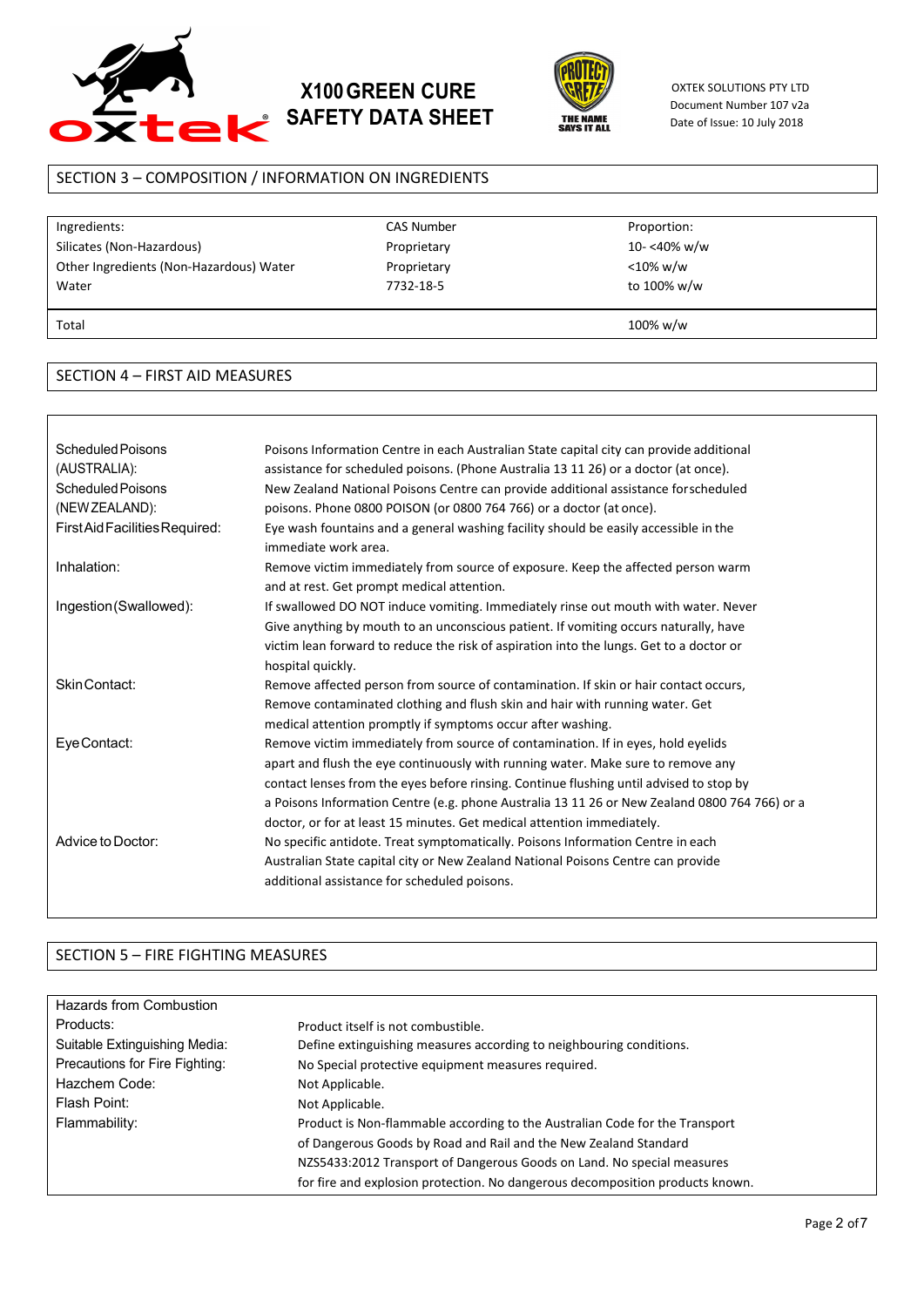## SECTION 3 – COMPOSITION / INFORMATION ON INGREDIENTS

| Ingredients: | CAS Number | Proportion: |
|---|---|---|
| Silicates (Non-Hazardous) | Proprietary | 10- <40% w/w |
| Other Ingredients (Non-Hazardous) Water | Proprietary | <10% w/w |
| Water | 7732-18-5 | to 100% w/w |
| Total | | 100% w/w |

## SECTION 4 – FIRST AID MEASURES

| | |
|---|---|
| Scheduled Poisons (AUSTRALIA): | Poisons Information Centre in each Australian State capital city can provide additional assistance for scheduled poisons. (Phone Australia 13 11 26) or a doctor (at once). |
| Scheduled Poisons (NEW ZEALAND): | New Zealand National Poisons Centre can provide additional assistance for scheduled poisons. Phone 0800 POISON (or 0800 764 766) or a doctor (at once). |
| First Aid Facilities Required: | Eye wash fountains and a general washing facility should be easily accessible in the immediate work area. |
| Inhalation: | Remove victim immediately from source of exposure. Keep the affected person warm and at rest. Get prompt medical attention. |
| Ingestion (Swallowed): | If swallowed DO NOT induce vomiting. Immediately rinse out mouth with water. Never Give anything by mouth to an unconscious patient. If vomiting occurs naturally, have victim lean forward to reduce the risk of aspiration into the lungs. Get to a doctor or hospital quickly. |
| Skin Contact: | Remove affected person from source of contamination. If skin or hair contact occurs, Remove contaminated clothing and flush skin and hair with running water. Get medical attention promptly if symptoms occur after washing. |
| Eye Contact: | Remove victim immediately from source of contamination. If in eyes, hold eyelids apart and flush the eye continuously with running water. Make sure to remove any contact lenses from the eyes before rinsing. Continue flushing until advised to stop by a Poisons Information Centre (e.g. phone Australia 13 11 26 or New Zealand 0800 764 766) or a doctor, or for at least 15 minutes. Get medical attention immediately. |
| Advice to Doctor: | No specific antidote. Treat symptomatically. Poisons Information Centre in each Australian State capital city or New Zealand National Poisons Centre can provide additional assistance for scheduled poisons. |

## SECTION 5 – FIRE FIGHTING MEASURES

| | |
|---|---|
| Hazards from Combustion Products: | Product itself is not combustible. |
| Suitable Extinguishing Media: | Define extinguishing measures according to neighbouring conditions. |
| Precautions for Fire Fighting: | No Special protective equipment measures required. |
| Hazchem Code: | Not Applicable. |
| Flash Point: | Not Applicable. |
| Flammability: | Product is Non-flammable according to the Australian Code for the Transport of Dangerous Goods by Road and Rail and the New Zealand Standard NZS5433:2012 Transport of Dangerous Goods on Land. No special measures for fire and explosion protection. No dangerous decomposition products known. |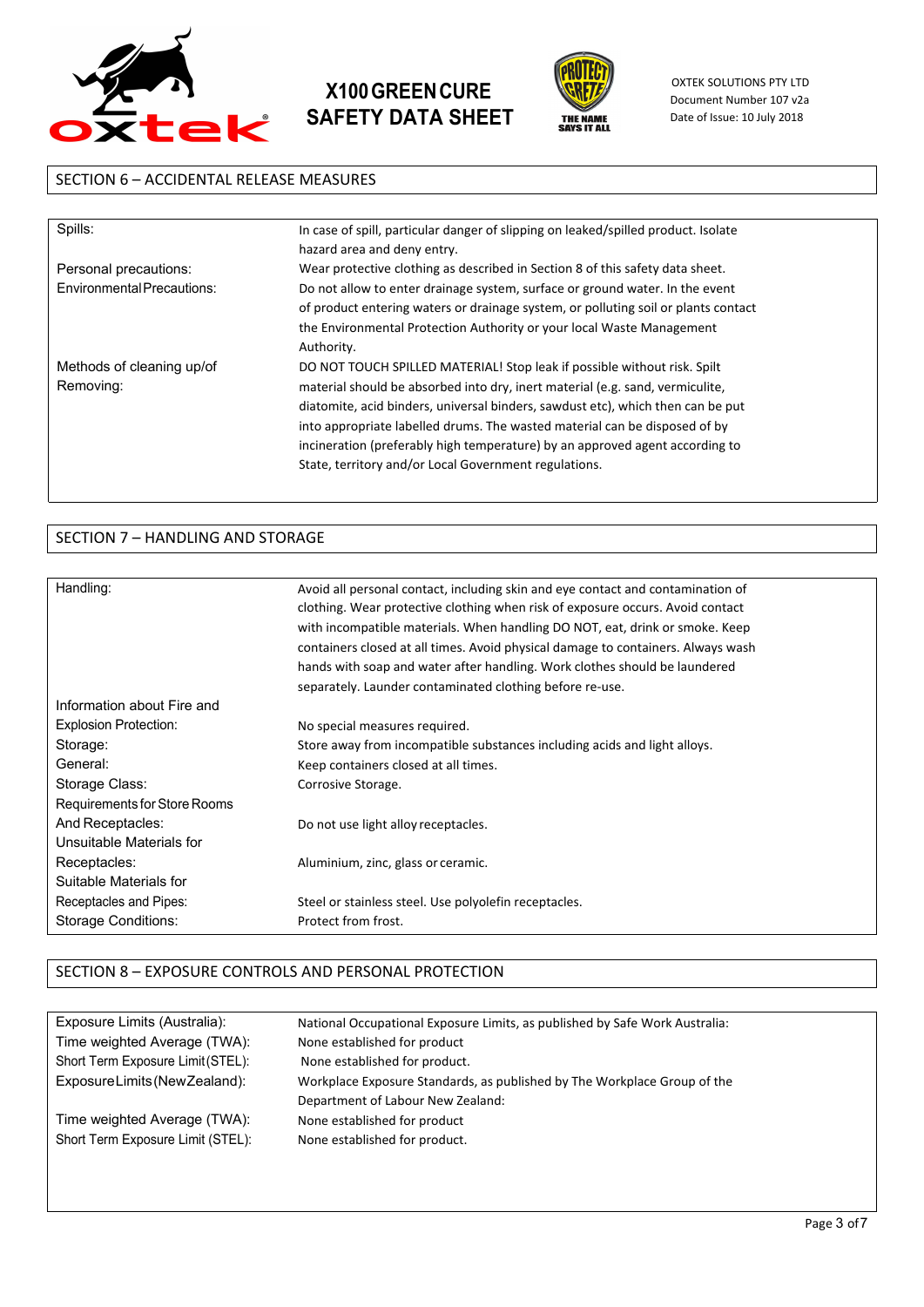## SECTION 6 – ACCIDENTAL RELEASE MEASURES

| | |
|---|---|
| Spills: | In case of spill, particular danger of slipping on leaked/spilled product. Isolate hazard area and deny entry. |
| Personal precautions: | Wear protective clothing as described in Section 8 of this safety data sheet. |
| Environmental Precautions: | Do not allow to enter drainage system, surface or ground water. In the event of product entering waters or drainage system, or polluting soil or plants contact the Environmental Protection Authority or your local Waste Management Authority. |
| Methods of cleaning up/of Removing: | DO NOT TOUCH SPILLED MATERIAL! Stop leak if possible without risk. Spilt material should be absorbed into dry, inert material (e.g. sand, vermiculite, diatomite, acid binders, universal binders, sawdust etc), which then can be put into appropriate labelled drums. The wasted material can be disposed of by incineration (preferably high temperature) by an approved agent according to State, territory and/or Local Government regulations. |

## SECTION 7 – HANDLING AND STORAGE

| | |
|---|---|
| Handling: | Avoid all personal contact, including skin and eye contact and contamination of clothing. Wear protective clothing when risk of exposure occurs. Avoid contact with incompatible materials. When handling DO NOT, eat, drink or smoke. Keep containers closed at all times. Avoid physical damage to containers. Always wash hands with soap and water after handling. Work clothes should be laundered separately. Launder contaminated clothing before re-use. |
| Information about Fire and Explosion Protection: | No special measures required. |
| Storage: | Store away from incompatible substances including acids and light alloys. |
| General: | Keep containers closed at all times. |
| Storage Class: | Corrosive Storage. |
| Requirements for Store Rooms And Receptacles: | Do not use light alloy receptacles. |
| Unsuitable Materials for Receptacles: | Aluminium, zinc, glass or ceramic. |
| Suitable Materials for Receptacles and Pipes: | Steel or stainless steel. Use polyolefin receptacles. |
| Storage Conditions: | Protect from frost. |

## SECTION 8 – EXPOSURE CONTROLS AND PERSONAL PROTECTION

| | |
|---|---|
| Exposure Limits (Australia): | National Occupational Exposure Limits, as published by Safe Work Australia: |
| Time weighted Average (TWA): | None established for product |
| Short Term Exposure Limit (STEL): | None established for product. |
| Exposure Limits (New Zealand): | Workplace Exposure Standards, as published by The Workplace Group of the Department of Labour New Zealand: |
| Time weighted Average (TWA): | None established for product |
| Short Term Exposure Limit (STEL): | None established for product. |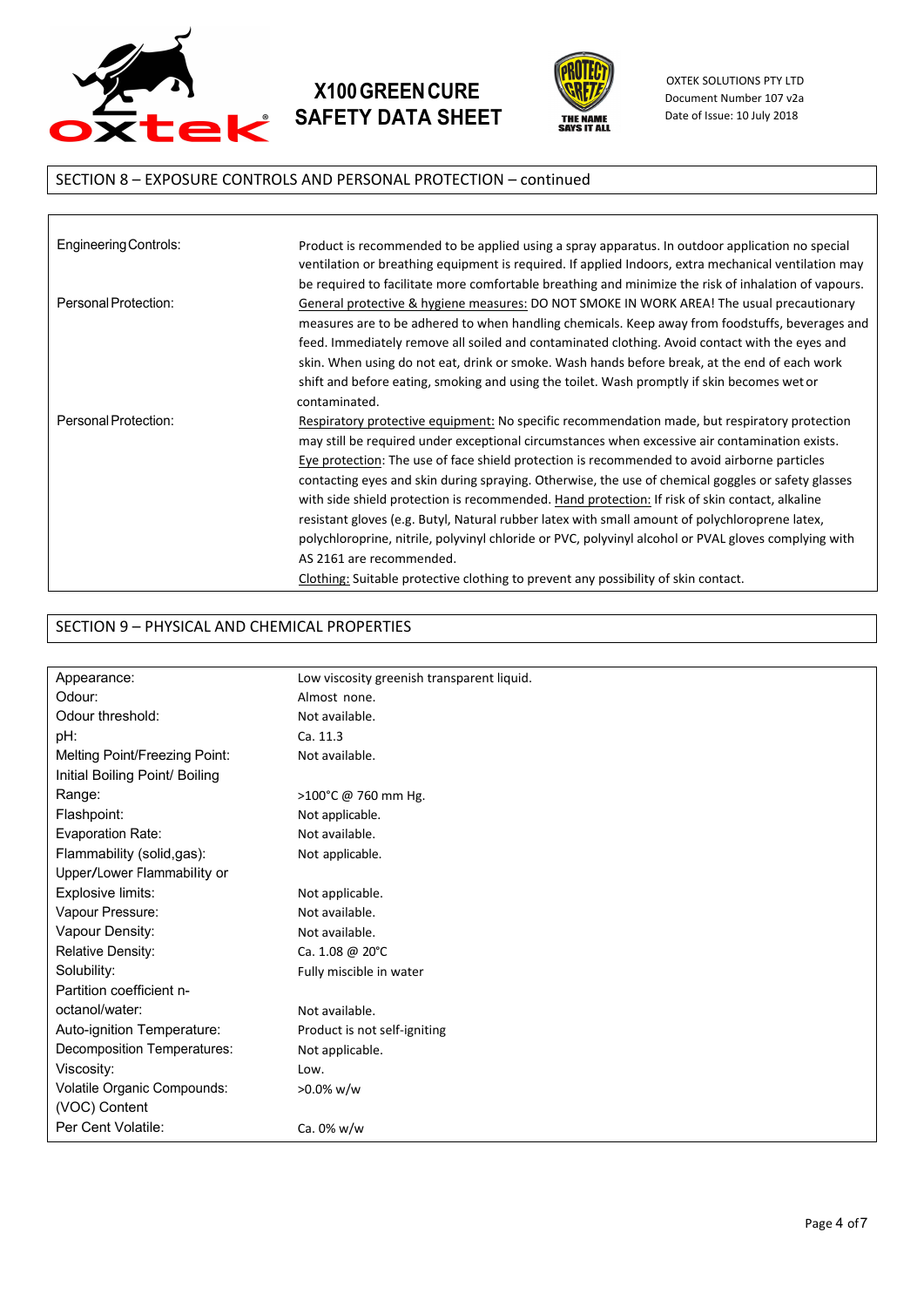## SECTION 8 – EXPOSURE CONTROLS AND PERSONAL PROTECTION – continued

| | |
|---|---|
| Engineering Controls: | Product is recommended to be applied using a spray apparatus. In outdoor application no special ventilation or breathing equipment is required. If applied Indoors, extra mechanical ventilation may be required to facilitate more comfortable breathing and minimize the risk of inhalation of vapours. |
| Personal Protection: | General protective & hygiene measures: DO NOT SMOKE IN WORK AREA! The usual precautionary measures are to be adhered to when handling chemicals. Keep away from foodstuffs, beverages and feed. Immediately remove all soiled and contaminated clothing. Avoid contact with the eyes and skin. When using do not eat, drink or smoke. Wash hands before break, at the end of each work shift and before eating, smoking and using the toilet. Wash promptly if skin becomes wet or contaminated. |
| Personal Protection: | Respiratory protective equipment: No specific recommendation made, but respiratory protection may still be required under exceptional circumstances when excessive air contamination exists. Eye protection: The use of face shield protection is recommended to avoid airborne particles contacting eyes and skin during spraying. Otherwise, the use of chemical goggles or safety glasses with side shield protection is recommended. Hand protection: If risk of skin contact, alkaline resistant gloves (e.g. Butyl, Natural rubber latex with small amount of polychloroprene latex, polychloroprine, nitrile, polyvinyl chloride or PVC, polyvinyl alcohol or PVAL gloves complying with AS 2161 are recommended.<br>Clothing: Suitable protective clothing to prevent any possibility of skin contact. |

## SECTION 9 – PHYSICAL AND CHEMICAL PROPERTIES

| | |
|---|---|
| Appearance: | Low viscosity greenish transparent liquid. |
| Odour: | Almost none. |
| Odour threshold: | Not available. |
| pH: | Ca. 11.3 |
| Melting Point/Freezing Point: | Not available. |
| Initial Boiling Point/ Boiling Range: | >100°C @ 760 mm Hg. |
| Flashpoint: | Not applicable. |
| Evaporation Rate: | Not available. |
| Flammability (solid,gas): | Not applicable. |
| Upper/Lower Flammability or Explosive limits: | Not applicable. |
| Vapour Pressure: | Not available. |
| Vapour Density: | Not available. |
| Relative Density: | Ca. 1.08 @ 20°C |
| Solubility: | Fully miscible in water |
| Partition coefficient n-octanol/water: | Not available. |
| Auto-ignition Temperature: | Product is not self-igniting |
| Decomposition Temperatures: | Not applicable. |
| Viscosity: | Low. |
| Volatile Organic Compounds: (VOC) Content | >0.0% w/w |
| Per Cent Volatile: | Ca. 0% w/w |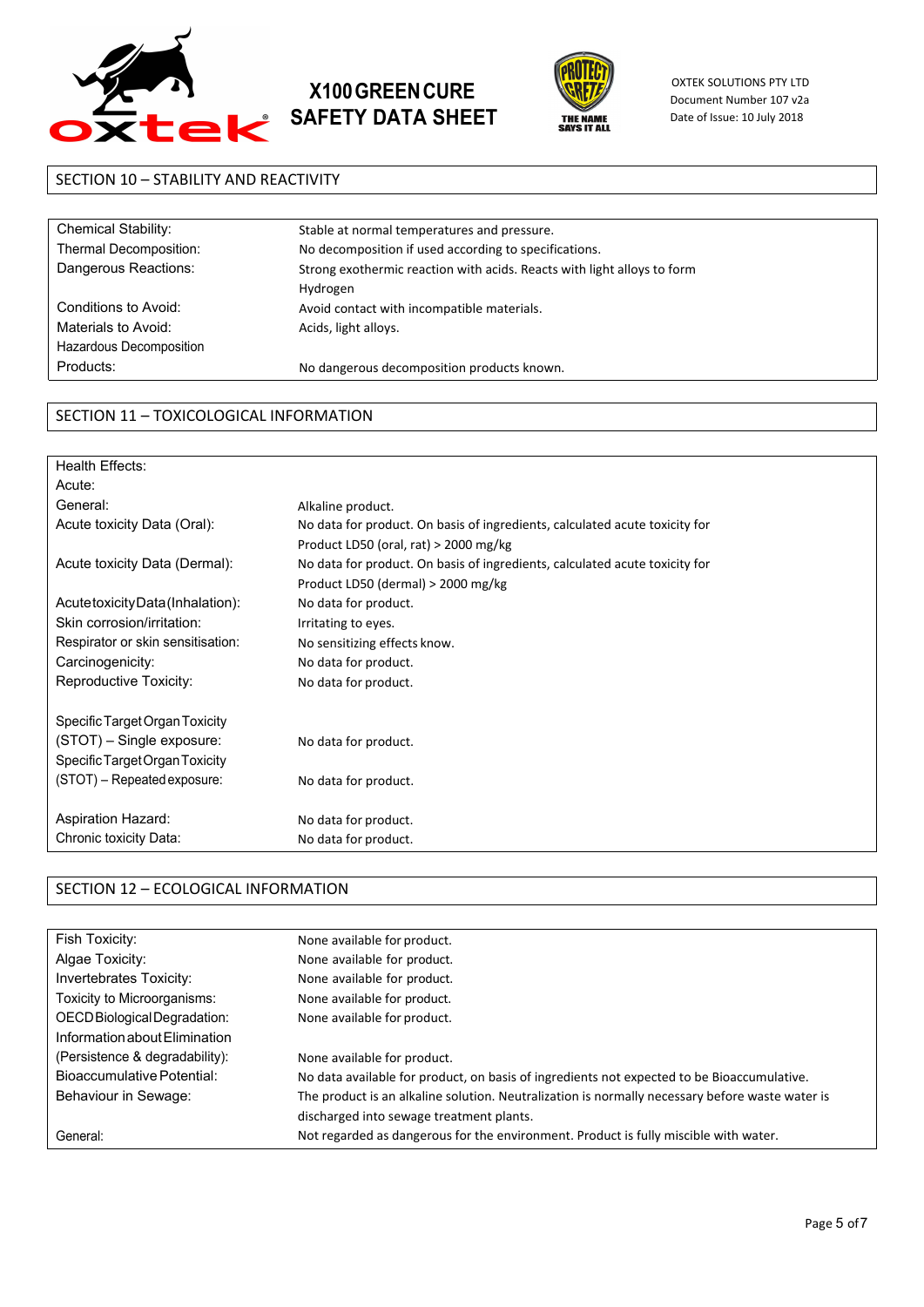## SECTION 10 – STABILITY AND REACTIVITY

| | |
|---|---|
| Chemical Stability: | Stable at normal temperatures and pressure. |
| Thermal Decomposition: | No decomposition if used according to specifications. |
| Dangerous Reactions: | Strong exothermic reaction with acids. Reacts with light alloys to form Hydrogen |
| Conditions to Avoid: | Avoid contact with incompatible materials. |
| Materials to Avoid: | Acids, light alloys. |
| Hazardous Decomposition Products: | No dangerous decomposition products known. |

## SECTION 11 – TOXICOLOGICAL INFORMATION

| | |
|---|---|
| Health Effects: | |
| Acute: | |
| General: | Alkaline product. |
| Acute toxicity Data (Oral): | No data for product. On basis of ingredients, calculated acute toxicity for Product LD50 (oral, rat) > 2000 mg/kg |
| Acute toxicity Data (Dermal): | No data for product. On basis of ingredients, calculated acute toxicity for Product LD50 (dermal) > 2000 mg/kg |
| Acute toxicity Data (Inhalation): | No data for product. |
| Skin corrosion/irritation: | Irritating to eyes. |
| Respirator or skin sensitisation: | No sensitizing effects know. |
| Carcinogenicity: | No data for product. |
| Reproductive Toxicity: | No data for product. |
| Specific Target Organ Toxicity (STOT) – Single exposure: | No data for product. |
| Specific Target Organ Toxicity (STOT) – Repeated exposure: | No data for product. |
| Aspiration Hazard: | No data for product. |
| Chronic toxicity Data: | No data for product. |

## SECTION 12 – ECOLOGICAL INFORMATION

| | |
|---|---|
| Fish Toxicity: | None available for product. |
| Algae Toxicity: | None available for product. |
| Invertebrates Toxicity: | None available for product. |
| Toxicity to Microorganisms: | None available for product. |
| OECD Biological Degradation: | None available for product. |
| Information about Elimination (Persistence & degradability): | None available for product. |
| Bioaccumulative Potential: | No data available for product, on basis of ingredients not expected to be Bioaccumulative. |
| Behaviour in Sewage: | The product is an alkaline solution. Neutralization is normally necessary before waste water is discharged into sewage treatment plants. |
| General: | Not regarded as dangerous for the environment. Product is fully miscible with water. |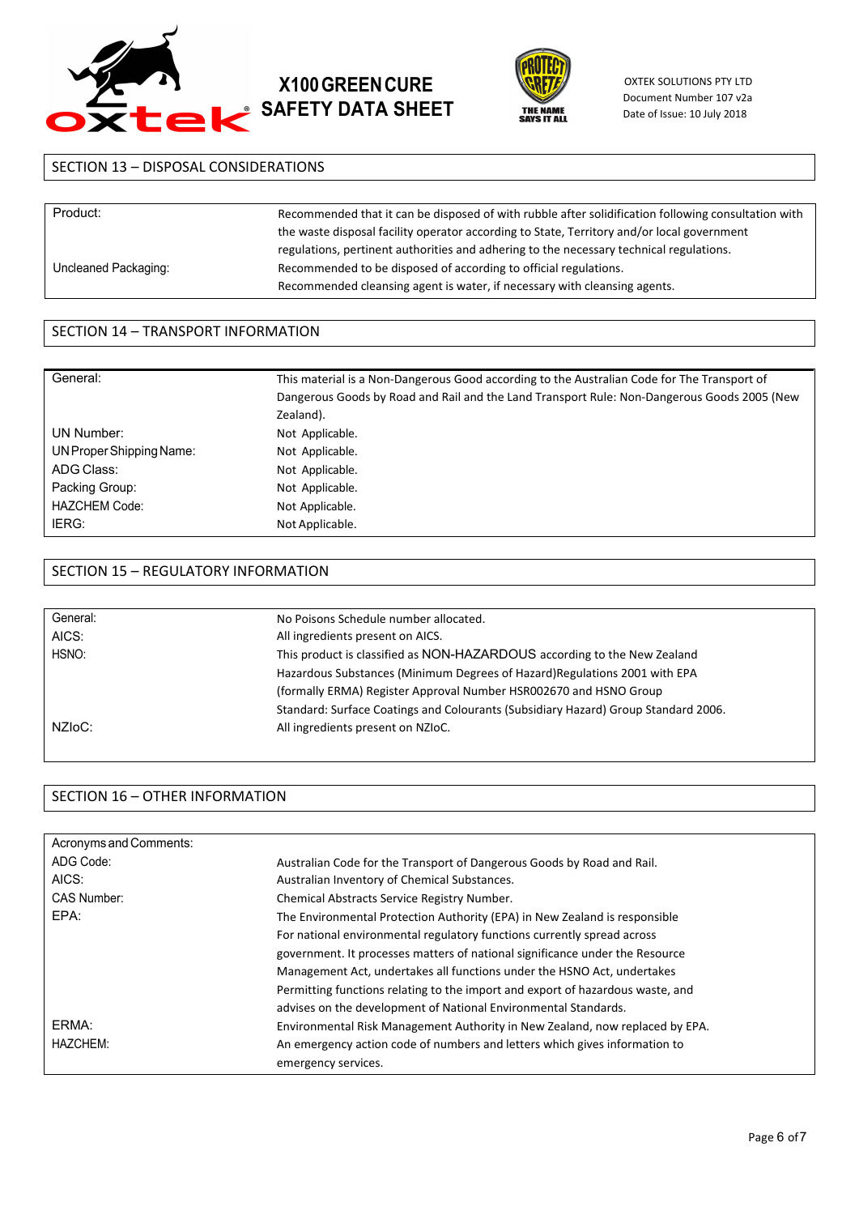## SECTION 13 – DISPOSAL CONSIDERATIONS

| | |
|---|---|
| Product: | Recommended that it can be disposed of with rubble after solidification following consultation with the waste disposal facility operator according to State, Territory and/or local government regulations, pertinent authorities and adhering to the necessary technical regulations. |
| Uncleaned Packaging: | Recommended to be disposed of according to official regulations. Recommended cleansing agent is water, if necessary with cleansing agents. |

## SECTION 14 – TRANSPORT INFORMATION

| | |
|---|---|
| General: | This material is a Non-Dangerous Good according to the Australian Code for The Transport of Dangerous Goods by Road and Rail and the Land Transport Rule: Non-Dangerous Goods 2005 (New Zealand). |
| UN Number: | Not Applicable. |
| UN Proper Shipping Name: | Not Applicable. |
| ADG Class: | Not Applicable. |
| Packing Group: | Not Applicable. |
| HAZCHEM Code: | Not Applicable. |
| IERG: | Not Applicable. |

## SECTION 15 – REGULATORY INFORMATION

| | |
|---|---|
| General: | No Poisons Schedule number allocated. |
| AICS: | All ingredients present on AICS. |
| HSNO: | This product is classified as NON-HAZARDOUS according to the New Zealand Hazardous Substances (Minimum Degrees of Hazard)Regulations 2001 with EPA (formally ERMA) Register Approval Number HSR002670 and HSNO Group Standard: Surface Coatings and Colourants (Subsidiary Hazard) Group Standard 2006. |
| NZIoC: | All ingredients present on NZIoC. |

## SECTION 16 – OTHER INFORMATION

| Acronyms and Comments: | |
|---|---|
| ADG Code: | Australian Code for the Transport of Dangerous Goods by Road and Rail. |
| AICS: | Australian Inventory of Chemical Substances. |
| CAS Number: | Chemical Abstracts Service Registry Number. |
| EPA: | The Environmental Protection Authority (EPA) in New Zealand is responsible For national environmental regulatory functions currently spread across government. It processes matters of national significance under the Resource Management Act, undertakes all functions under the HSNO Act, undertakes Permitting functions relating to the import and export of hazardous waste, and advises on the development of National Environmental Standards. |
| ERMA: | Environmental Risk Management Authority in New Zealand, now replaced by EPA. |
| HAZCHEM: | An emergency action code of numbers and letters which gives information to emergency services. |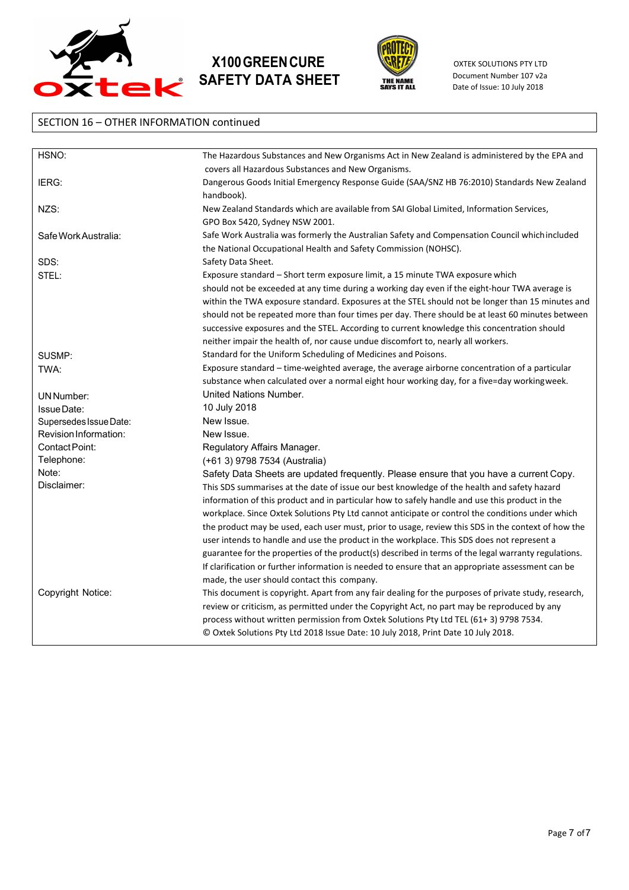## SECTION 16 – OTHER INFORMATION continued

| | |
|---|---|
| HSNO: | The Hazardous Substances and New Organisms Act in New Zealand is administered by the EPA and covers all Hazardous Substances and New Organisms. |
| IERG: | Dangerous Goods Initial Emergency Response Guide (SAA/SNZ HB 76:2010) Standards New Zealand handbook). |
| NZS: | New Zealand Standards which are available from SAI Global Limited, Information Services, GPO Box 5420, Sydney NSW 2001. |
| Safe Work Australia: | Safe Work Australia was formerly the Australian Safety and Compensation Council which included the National Occupational Health and Safety Commission (NOHSC). |
| SDS: | Safety Data Sheet. |
| STEL: | Exposure standard – Short term exposure limit, a 15 minute TWA exposure which should not be exceeded at any time during a working day even if the eight-hour TWA average is within the TWA exposure standard. Exposures at the STEL should not be longer than 15 minutes and should not be repeated more than four times per day. There should be at least 60 minutes between successive exposures and the STEL. According to current knowledge this concentration should neither impair the health of, nor cause undue discomfort to, nearly all workers. |
| SUSMP: | Standard for the Uniform Scheduling of Medicines and Poisons. |
| TWA: | Exposure standard – time-weighted average, the average airborne concentration of a particular substance when calculated over a normal eight hour working day, for a five=day working week. |
| UN Number: | United Nations Number. |
| Issue Date: | 10 July 2018 |
| Supersedes Issue Date: | New Issue. |
| Revision Information: | New Issue. |
| Contact Point: | Regulatory Affairs Manager. |
| Telephone: | (+61 3) 9798 7534 (Australia) |
| Note: | Safety Data Sheets are updated frequently. Please ensure that you have a current Copy. |
| Disclaimer: | This SDS summarises at the date of issue our best knowledge of the health and safety hazard information of this product and in particular how to safely handle and use this product in the workplace. Since Oxtek Solutions Pty Ltd cannot anticipate or control the conditions under which the product may be used, each user must, prior to usage, review this SDS in the context of how the user intends to handle and use the product in the workplace. This SDS does not represent a guarantee for the properties of the product(s) described in terms of the legal warranty regulations. If clarification or further information is needed to ensure that an appropriate assessment can be made, the user should contact this company. |
| Copyright Notice: | This document is copyright. Apart from any fair dealing for the purposes of private study, research, review or criticism, as permitted under the Copyright Act, no part may be reproduced by any process without written permission from Oxtek Solutions Pty Ltd TEL (61+ 3) 9798 7534. © Oxtek Solutions Pty Ltd 2018 Issue Date: 10 July 2018, Print Date 10 July 2018. |